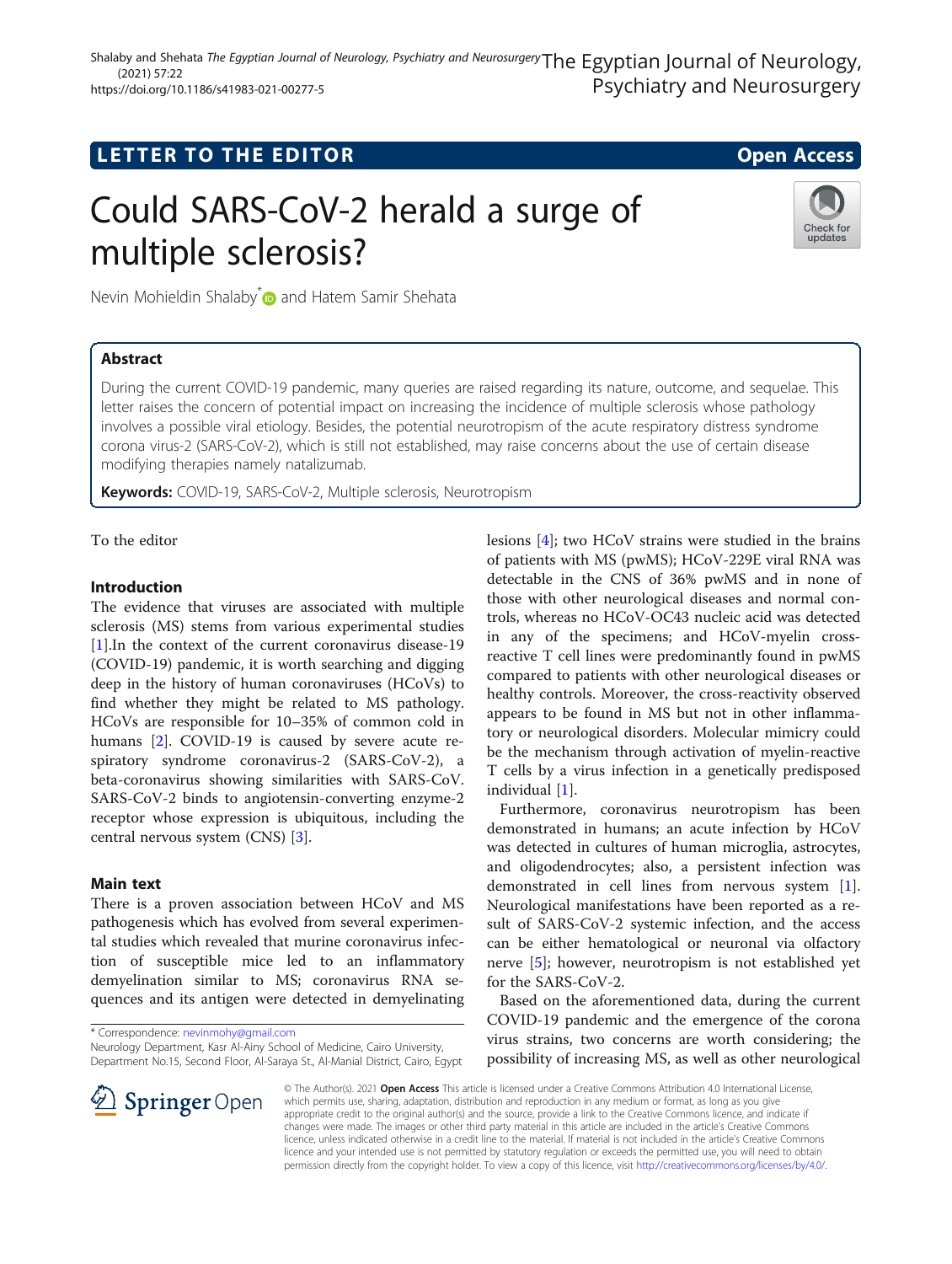LETTER TO THE EDITOR

Open Access

# Could SARS-CoV-2 herald a surge of multiple sclerosis?

Nevin Mohieldin Shalaby* and Hatem Samir Shehata

## Abstract

During the current COVID-19 pandemic, many queries are raised regarding its nature, outcome, and sequelae. This letter raises the concern of potential impact on increasing the incidence of multiple sclerosis whose pathology involves a possible viral etiology. Besides, the potential neurotropism of the acute respiratory distress syndrome corona virus-2 (SARS-CoV-2), which is still not established, may raise concerns about the use of certain disease modifying therapies namely natalizumab.

**Keywords:** COVID-19, SARS-CoV-2, Multiple sclerosis, Neurotropism

To the editor

## Introduction

The evidence that viruses are associated with multiple sclerosis (MS) stems from various experimental studies [1].In the context of the current coronavirus disease-19 (COVID-19) pandemic, it is worth searching and digging deep in the history of human coronaviruses (HCoVs) to find whether they might be related to MS pathology. HCoVs are responsible for 10–35% of common cold in humans [2]. COVID-19 is caused by severe acute respiratory syndrome coronavirus-2 (SARS-CoV-2), a beta-coronavirus showing similarities with SARS-CoV. SARS-CoV-2 binds to angiotensin-converting enzyme-2 receptor whose expression is ubiquitous, including the central nervous system (CNS) [3].

## Main text

There is a proven association between HCoV and MS pathogenesis which has evolved from several experimental studies which revealed that murine coronavirus infection of susceptible mice led to an inflammatory demyelination similar to MS; coronavirus RNA sequences and its antigen were detected in demyelinating lesions [4]; two HCoV strains were studied in the brains of patients with MS (pwMS); HCoV-229E viral RNA was detectable in the CNS of 36% pwMS and in none of those with other neurological diseases and normal controls, whereas no HCoV-OC43 nucleic acid was detected in any of the specimens; and HCoV-myelin cross-reactive T cell lines were predominantly found in pwMS compared to patients with other neurological diseases or healthy controls. Moreover, the cross-reactivity observed appears to be found in MS but not in other inflammatory or neurological disorders. Molecular mimicry could be the mechanism through activation of myelin-reactive T cells by a virus infection in a genetically predisposed individual [1].

Furthermore, coronavirus neurotropism has been demonstrated in humans; an acute infection by HCoV was detected in cultures of human microglia, astrocytes, and oligodendrocytes; also, a persistent infection was demonstrated in cell lines from nervous system [1]. Neurological manifestations have been reported as a result of SARS-CoV-2 systemic infection, and the access can be either hematological or neuronal via olfactory nerve [5]; however, neurotropism is not established yet for the SARS-CoV-2.

Based on the aforementioned data, during the current COVID-19 pandemic and the emergence of the corona virus strains, two concerns are worth considering; the possibility of increasing MS, as well as other neurological

---

* Correspondence: nevinmohy@gmail.com
Neurology Department, Kasr Al-Ainy School of Medicine, Cairo University, Department No.15, Second Floor, Al-Saraya St., Al-Manial District, Cairo, Egypt

© The Author(s). 2021 **Open Access** This article is licensed under a Creative Commons Attribution 4.0 International License, which permits use, sharing, adaptation, distribution and reproduction in any medium or format, as long as you give appropriate credit to the original author(s) and the source, provide a link to the Creative Commons licence, and indicate if changes were made. The images or other third party material in this article are included in the article's Creative Commons licence, unless indicated otherwise in a credit line to the material. If material is not included in the article's Creative Commons licence and your intended use is not permitted by statutory regulation or exceeds the permitted use, you will need to obtain permission directly from the copyright holder. To view a copy of this licence, visit http://creativecommons.org/licenses/by/4.0/.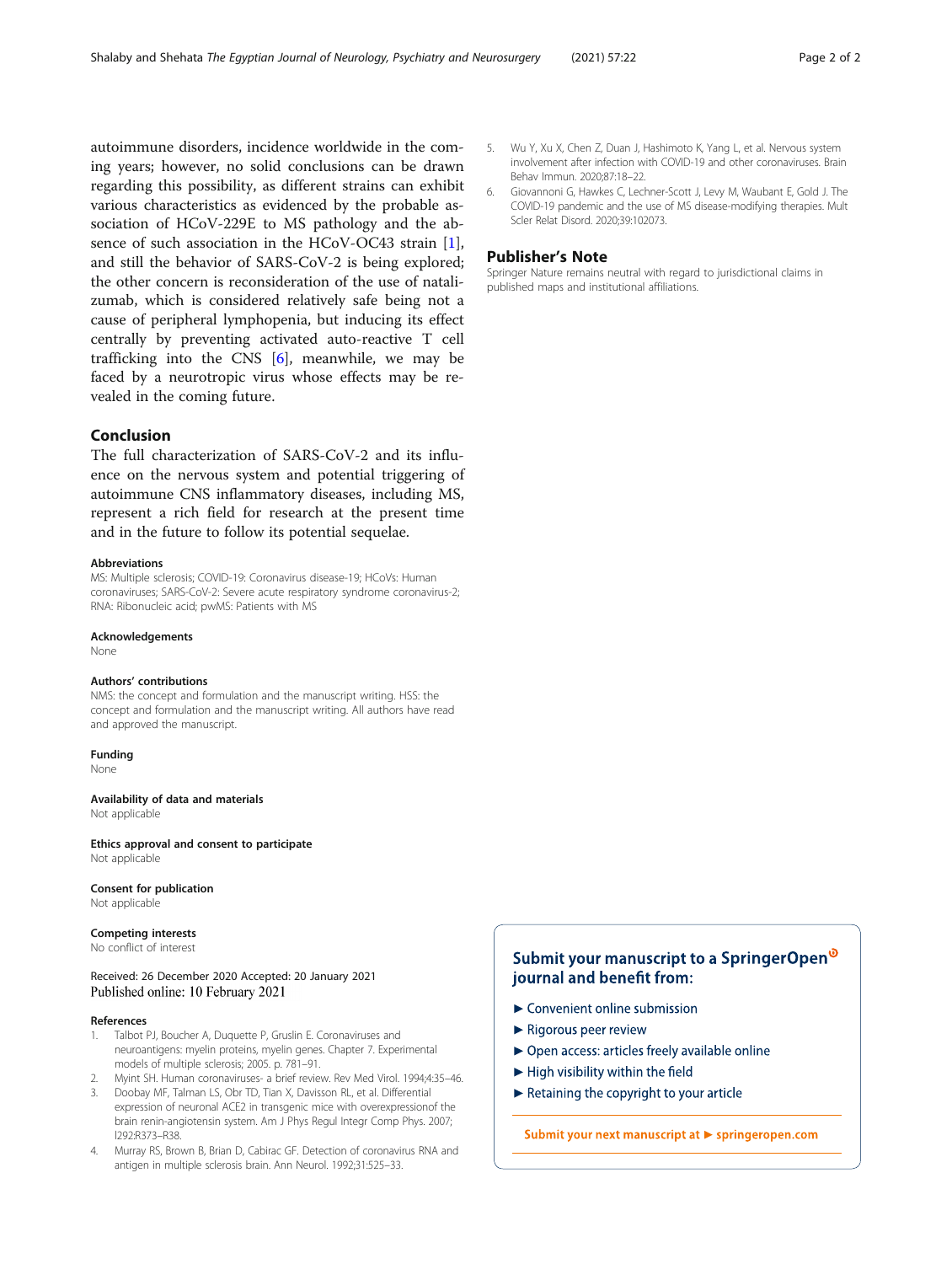autoimmune disorders, incidence worldwide in the coming years; however, no solid conclusions can be drawn regarding this possibility, as different strains can exhibit various characteristics as evidenced by the probable association of HCoV-229E to MS pathology and the absence of such association in the HCoV-OC43 strain [1], and still the behavior of SARS-CoV-2 is being explored; the other concern is reconsideration of the use of natalizumab, which is considered relatively safe being not a cause of peripheral lymphopenia, but inducing its effect centrally by preventing activated auto-reactive T cell trafficking into the CNS [6], meanwhile, we may be faced by a neurotropic virus whose effects may be revealed in the coming future.

## Conclusion

The full characterization of SARS-CoV-2 and its influence on the nervous system and potential triggering of autoimmune CNS inflammatory diseases, including MS, represent a rich field for research at the present time and in the future to follow its potential sequelae.

#### Abbreviations

MS: Multiple sclerosis; COVID-19: Coronavirus disease-19; HCoVs: Human coronaviruses; SARS-CoV-2: Severe acute respiratory syndrome coronavirus-2; RNA: Ribonucleic acid; pwMS: Patients with MS

#### Acknowledgements

None

#### Authors' contributions

NMS: the concept and formulation and the manuscript writing. HSS: the concept and formulation and the manuscript writing. All authors have read and approved the manuscript.

#### Funding

None

#### Availability of data and materials

Not applicable

#### Ethics approval and consent to participate

Not applicable

#### Consent for publication

Not applicable

#### Competing interests

No conflict of interest

Received: 26 December 2020 Accepted: 20 January 2021
Published online: 10 February 2021

#### References

1. Talbot PJ, Boucher A, Duquette P, Gruslin E. Coronaviruses and neuroantigens: myelin proteins, myelin genes. Chapter 7. Experimental models of multiple sclerosis; 2005. p. 781–91.
2. Myint SH. Human coronaviruses- a brief review. Rev Med Virol. 1994;4:35–46.
3. Doobay MF, Talman LS, Obr TD, Tian X, Davisson RL, et al. Differential expression of neuronal ACE2 in transgenic mice with overexpressionof the brain renin-angiotensin system. Am J Phys Regul Integr Comp Phys. 2007; l292:R373–R38.
4. Murray RS, Brown B, Brian D, Cabirac GF. Detection of coronavirus RNA and antigen in multiple sclerosis brain. Ann Neurol. 1992;31:525–33.
5. Wu Y, Xu X, Chen Z, Duan J, Hashimoto K, Yang L, et al. Nervous system involvement after infection with COVID-19 and other coronaviruses. Brain Behav Immun. 2020;87:18–22.
6. Giovannoni G, Hawkes C, Lechner-Scott J, Levy M, Waubant E, Gold J. The COVID-19 pandemic and the use of MS disease-modifying therapies. Mult Scler Relat Disord. 2020;39:102073.

## Publisher's Note

Springer Nature remains neutral with regard to jurisdictional claims in published maps and institutional affiliations.

**Submit your manuscript to a SpringerOpen journal and benefit from:**

- Convenient online submission
- Rigorous peer review
- Open access: articles freely available online
- High visibility within the field
- Retaining the copyright to your article

Submit your next manuscript at ▶ springeropen.com